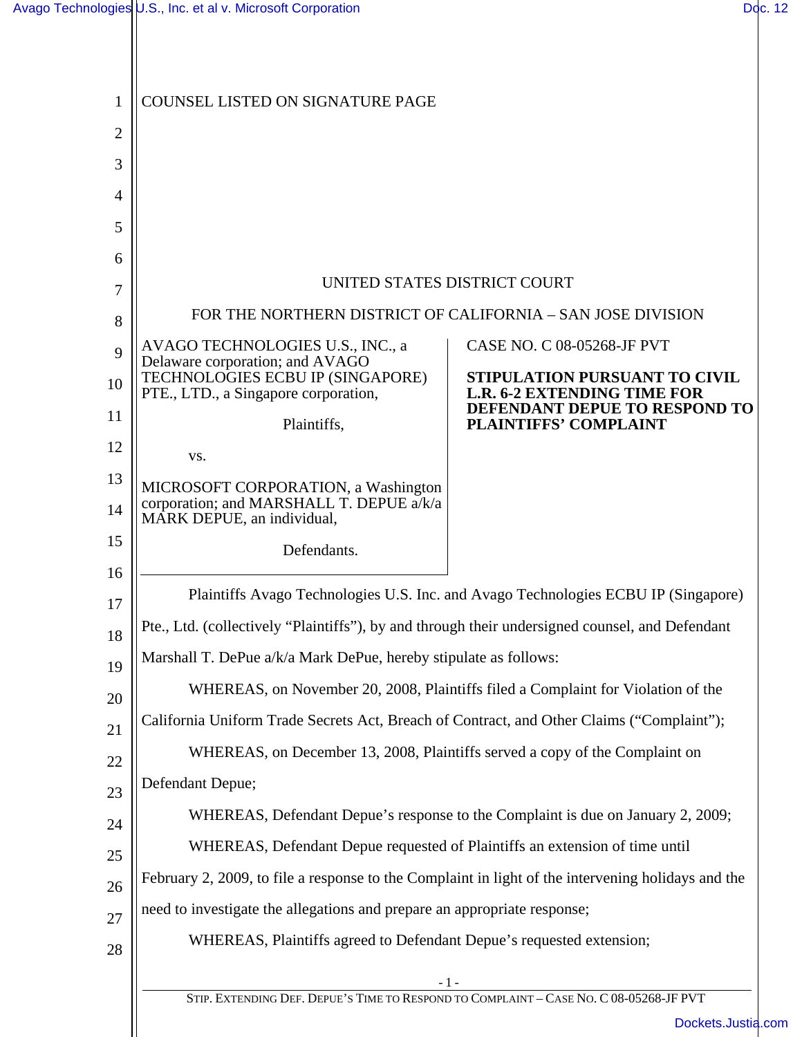COUNSEL LISTED ON SIGNATURE PAGE

UNITED STATES DISTRICT COURT

FOR THE NORTHERN DISTRICT OF CALIFORNIA – SAN JOSE DIVISION

AVAGO TECHNOLOGIES U.S., INC., a Delaware corporation; and AVAGO TECHNOLOGIES ECBU IP (SINGAPORE) PTE., LTD., a Singapore corporation,

Plaintiffs,

vs.

MICROSOFT CORPORATION, a Washington corporation; and MARSHALL T. DEPUE a/k/a MARK DEPUE, an individual,

Defendants.

CASE NO. C 08-05268-JF PVT

**STIPULATION PURSUANT TO CIVIL L.R. 6-2 EXTENDING TIME FOR DEFENDANT DEPUE TO RESPOND TO PLAINTIFFS' COMPLAINT**

Plaintiffs Avago Technologies U.S. Inc. and Avago Technologies ECBU IP (Singapore) Pte., Ltd. (collectively "Plaintiffs"), by and through their undersigned counsel, and Defendant Marshall T. DePue a/k/a Mark DePue, hereby stipulate as follows:

WHEREAS, on November 20, 2008, Plaintiffs filed a Complaint for Violation of the California Uniform Trade Secrets Act, Breach of Contract, and Other Claims ("Complaint");

WHEREAS, on December 13, 2008, Plaintiffs served a copy of the Complaint on Defendant Depue;

WHEREAS, Defendant Depue's response to the Complaint is due on January 2, 2009;

WHEREAS, Defendant Depue requested of Plaintiffs an extension of time until February 2, 2009, to file a response to the Complaint in light of the intervening holidays and the need to investigate the allegations and prepare an appropriate response;

WHEREAS, Plaintiffs agreed to Defendant Depue's requested extension;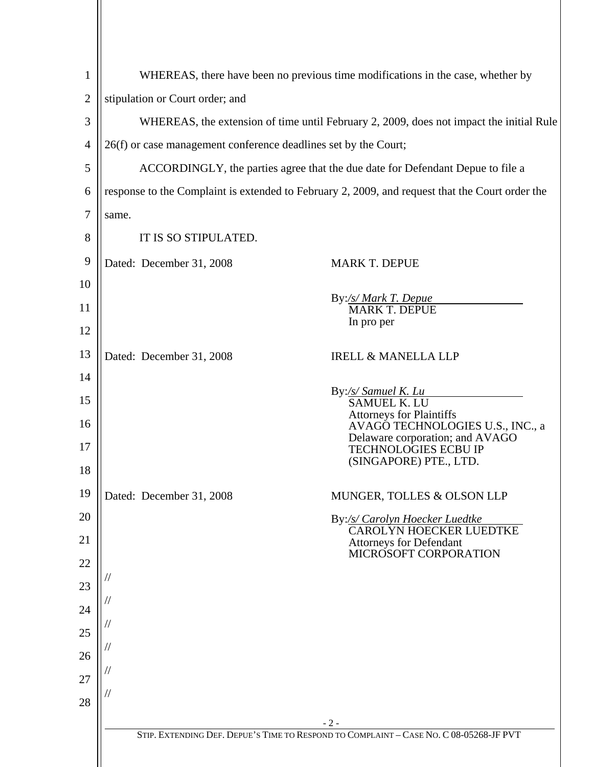WHEREAS, there have been no previous time modifications in the case, whether by stipulation or Court order; and

WHEREAS, the extension of time until February 2, 2009, does not impact the initial Rule 26(f) or case management conference deadlines set by the Court;

ACCORDINGLY, the parties agree that the due date for Defendant Depue to file a response to the Complaint is extended to February 2, 2009, and request that the Court order the same.

IT IS SO STIPULATED.

Dated: December 31, 2008

MARK T. DEPUE

By: */s/ Mark T. Depue*
MARK T. DEPUE
In pro per

Dated: December 31, 2008

IRELL & MANELLA LLP

By: */s/ Samuel K. Lu*
SAMUEL K. LU
Attorneys for Plaintiffs
AVAGO TECHNOLOGIES U.S., INC., a Delaware corporation; and AVAGO TECHNOLOGIES ECBU IP (SINGAPORE) PTE., LTD.

Dated: December 31, 2008

MUNGER, TOLLES & OLSON LLP

By: */s/ Carolyn Hoecker Luedtke*
CAROLYN HOECKER LUEDTKE
Attorneys for Defendant
MICROSOFT CORPORATION

//

//

//

//

//

//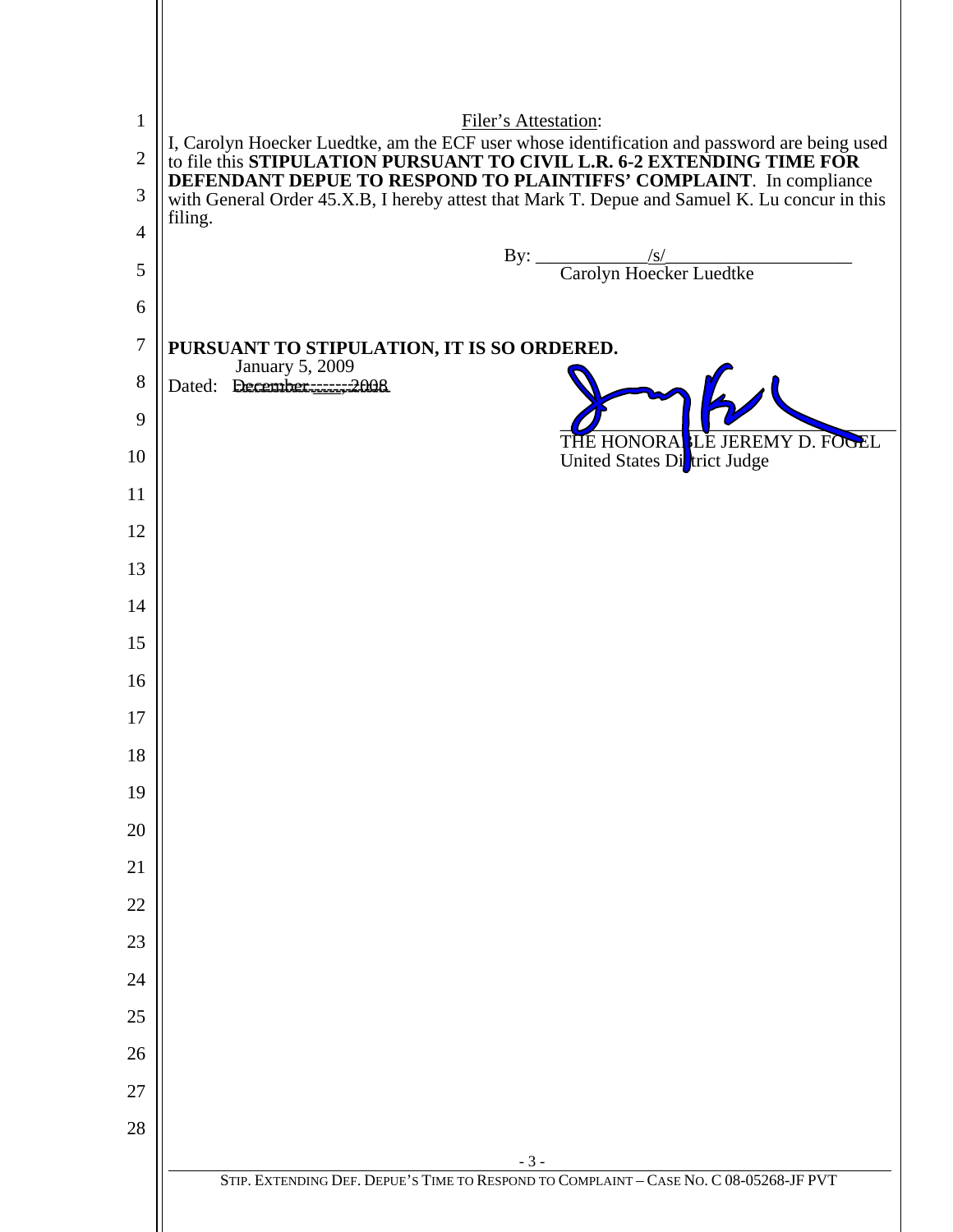Filer's Attestation:

I, Carolyn Hoecker Luedtke, am the ECF user whose identification and password are being used to file this **STIPULATION PURSUANT TO CIVIL L.R. 6-2 EXTENDING TIME FOR DEFENDANT DEPUE TO RESPOND TO PLAINTIFFS' COMPLAINT**. In compliance with General Order 45.X.B, I hereby attest that Mark T. Depue and Samuel K. Lu concur in this filing.

By: /s/
Carolyn Hoecker Luedtke

**PURSUANT TO STIPULATION, IT IS SO ORDERED.**

Dated: January 5, 2009 ~~December \_\_\_, 2008~~

THE HONORABLE JEREMY D. FOGEL
United States District Judge

STIP. EXTENDING DEF. DEPUE'S TIME TO RESPOND TO COMPLAINT – CASE NO. C 08-05268-JF PVT